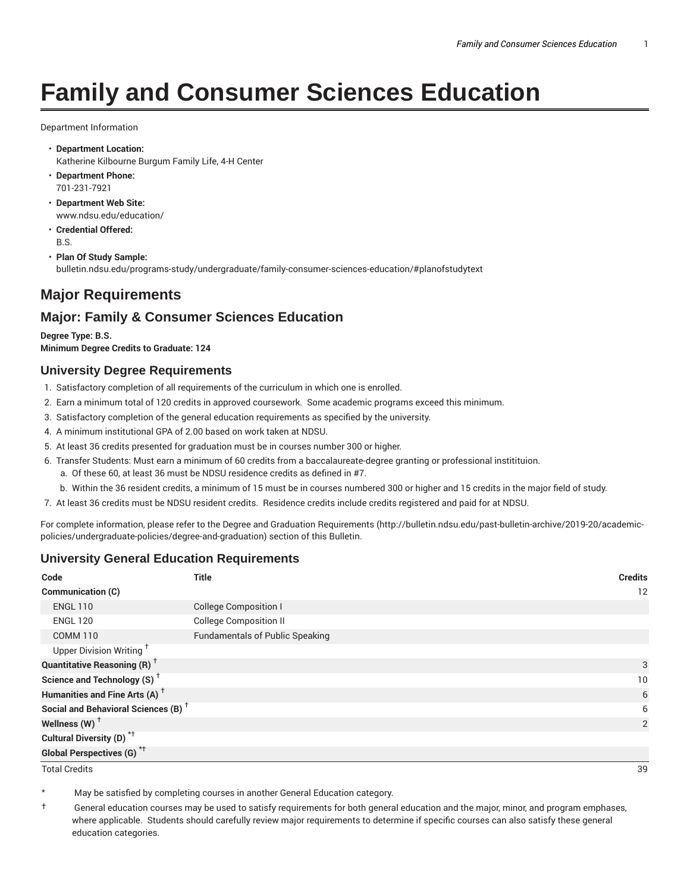# Family and Consumer Sciences Education

Department Information

- **Department Location:**
  Katherine Kilbourne Burgum Family Life, 4-H Center
- **Department Phone:**
  701-231-7921
- **Department Web Site:**
  www.ndsu.edu/education/
- **Credential Offered:**
  B.S.
- **Plan Of Study Sample:**
  bulletin.ndsu.edu/programs-study/undergraduate/family-consumer-sciences-education/#planofstudytext

## Major Requirements

## Major: Family & Consumer Sciences Education

**Degree Type: B.S.**
**Minimum Degree Credits to Graduate: 124**

### University Degree Requirements

1. Satisfactory completion of all requirements of the curriculum in which one is enrolled.
2. Earn a minimum total of 120 credits in approved coursework. Some academic programs exceed this minimum.
3. Satisfactory completion of the general education requirements as specified by the university.
4. A minimum institutional GPA of 2.00 based on work taken at NDSU.
5. At least 36 credits presented for graduation must be in courses number 300 or higher.
6. Transfer Students: Must earn a minimum of 60 credits from a baccalaureate-degree granting or professional institituion.
   a. Of these 60, at least 36 must be NDSU residence credits as defined in #7.
   b. Within the 36 resident credits, a minimum of 15 must be in courses numbered 300 or higher and 15 credits in the major field of study.
7. At least 36 credits must be NDSU resident credits. Residence credits include credits registered and paid for at NDSU.

For complete information, please refer to the Degree and Graduation Requirements (http://bulletin.ndsu.edu/past-bulletin-archive/2019-20/academic-policies/undergraduate-policies/degree-and-graduation) section of this Bulletin.

### University General Education Requirements

| Code | Title | Credits |
|---|---|---|
| **Communication (C)** | | 12 |
| ENGL 110 | College Composition I | |
| ENGL 120 | College Composition II | |
| COMM 110 | Fundamentals of Public Speaking | |
| Upper Division Writing † | | |
| **Quantitative Reasoning (R) †** | | 3 |
| **Science and Technology (S) †** | | 10 |
| **Humanities and Fine Arts (A) †** | | 6 |
| **Social and Behavioral Sciences (B) †** | | 6 |
| **Wellness (W) †** | | 2 |
| **Cultural Diversity (D) *†** | | |
| **Global Perspectives (G) *†** | | |
| Total Credits | | 39 |

\* May be satisfied by completing courses in another General Education category.

† General education courses may be used to satisfy requirements for both general education and the major, minor, and program emphases, where applicable. Students should carefully review major requirements to determine if specific courses can also satisfy these general education categories.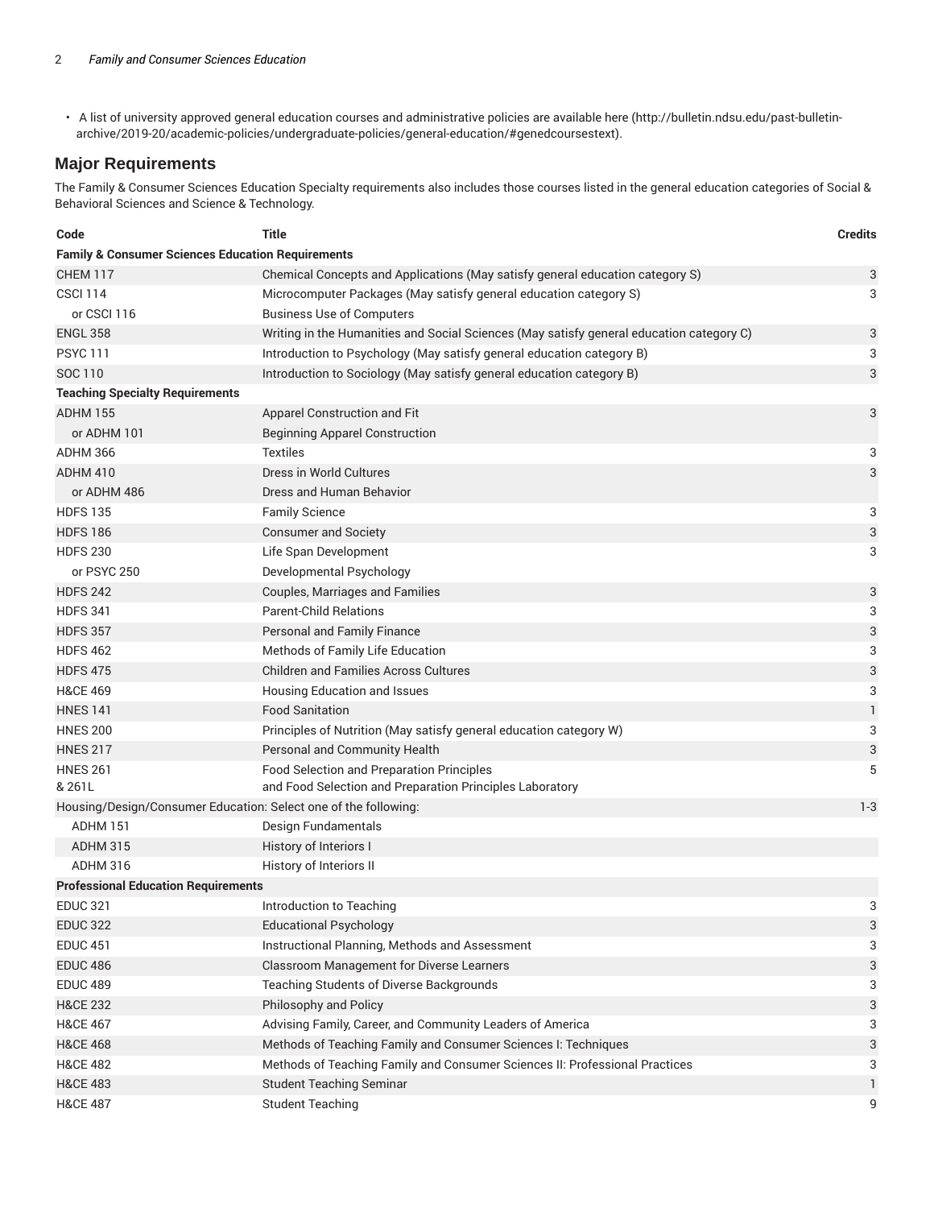- A list of university approved general education courses and administrative policies are available here (http://bulletin.ndsu.edu/past-bulletin-archive/2019-20/academic-policies/undergraduate-policies/general-education/#genedcoursestext).

## Major Requirements

The Family & Consumer Sciences Education Specialty requirements also includes those courses listed in the general education categories of Social & Behavioral Sciences and Science & Technology.

| Code | Title | Credits |
|---|---|---|
| **Family & Consumer Sciences Education Requirements** | | |
| CHEM 117 | Chemical Concepts and Applications (May satisfy general education category S) | 3 |
| CSCI 114 | Microcomputer Packages (May satisfy general education category S) | 3 |
| or CSCI 116 | Business Use of Computers | |
| ENGL 358 | Writing in the Humanities and Social Sciences (May satisfy general education category C) | 3 |
| PSYC 111 | Introduction to Psychology (May satisfy general education category B) | 3 |
| SOC 110 | Introduction to Sociology (May satisfy general education category B) | 3 |
| **Teaching Specialty Requirements** | | |
| ADHM 155 | Apparel Construction and Fit | 3 |
| or ADHM 101 | Beginning Apparel Construction | |
| ADHM 366 | Textiles | 3 |
| ADHM 410 | Dress in World Cultures | 3 |
| or ADHM 486 | Dress and Human Behavior | |
| HDFS 135 | Family Science | 3 |
| HDFS 186 | Consumer and Society | 3 |
| HDFS 230 | Life Span Development | 3 |
| or PSYC 250 | Developmental Psychology | |
| HDFS 242 | Couples, Marriages and Families | 3 |
| HDFS 341 | Parent-Child Relations | 3 |
| HDFS 357 | Personal and Family Finance | 3 |
| HDFS 462 | Methods of Family Life Education | 3 |
| HDFS 475 | Children and Families Across Cultures | 3 |
| H&CE 469 | Housing Education and Issues | 3 |
| HNES 141 | Food Sanitation | 1 |
| HNES 200 | Principles of Nutrition (May satisfy general education category W) | 3 |
| HNES 217 | Personal and Community Health | 3 |
| HNES 261<br>& 261L | Food Selection and Preparation Principles<br>and Food Selection and Preparation Principles Laboratory | 5 |
| Housing/Design/Consumer Education: Select one of the following: | | 1-3 |
| ADHM 151 | Design Fundamentals | |
| ADHM 315 | History of Interiors I | |
| ADHM 316 | History of Interiors II | |
| **Professional Education Requirements** | | |
| EDUC 321 | Introduction to Teaching | 3 |
| EDUC 322 | Educational Psychology | 3 |
| EDUC 451 | Instructional Planning, Methods and Assessment | 3 |
| EDUC 486 | Classroom Management for Diverse Learners | 3 |
| EDUC 489 | Teaching Students of Diverse Backgrounds | 3 |
| H&CE 232 | Philosophy and Policy | 3 |
| H&CE 467 | Advising Family, Career, and Community Leaders of America | 3 |
| H&CE 468 | Methods of Teaching Family and Consumer Sciences I: Techniques | 3 |
| H&CE 482 | Methods of Teaching Family and Consumer Sciences II: Professional Practices | 3 |
| H&CE 483 | Student Teaching Seminar | 1 |
| H&CE 487 | Student Teaching | 9 |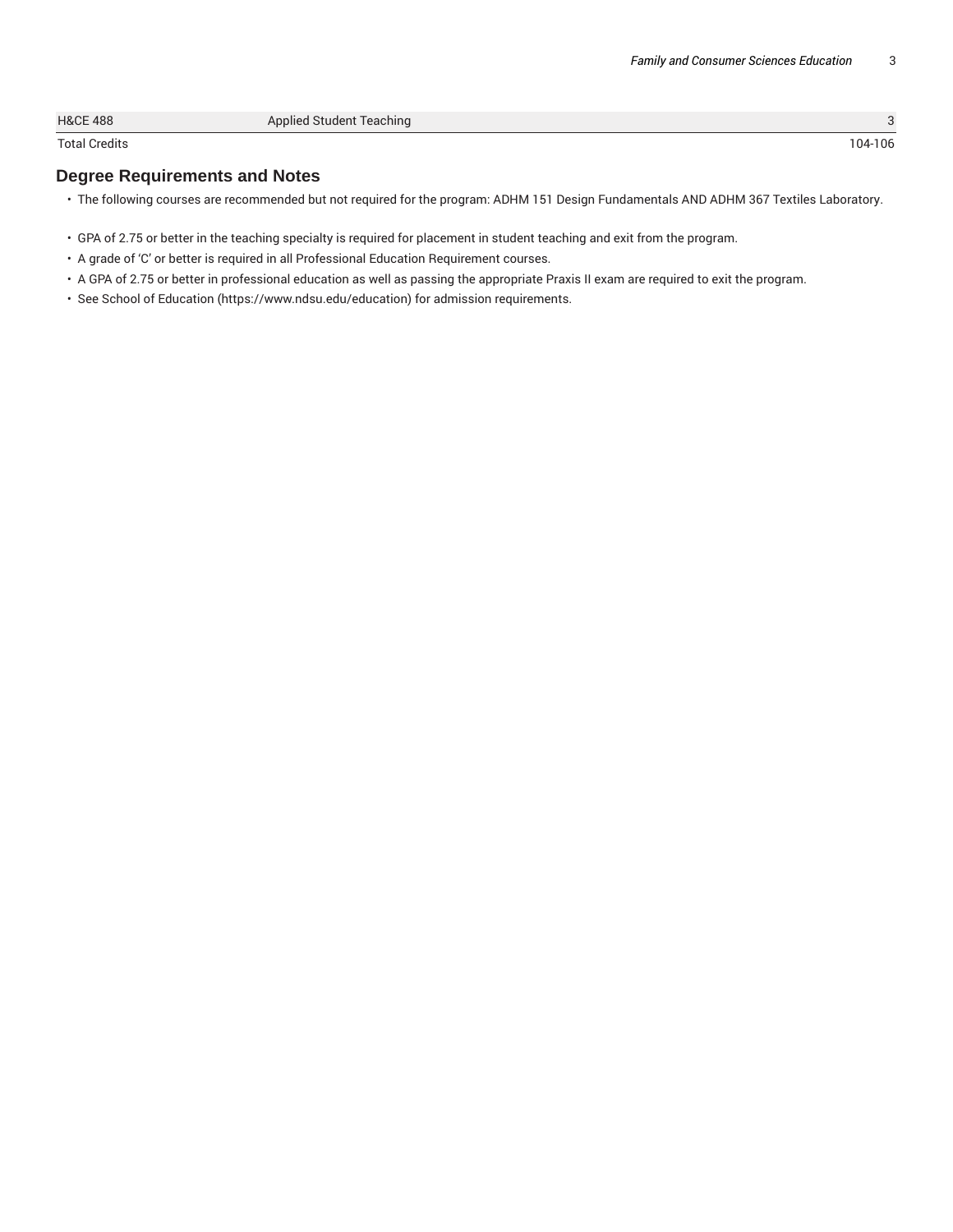| | | |
|---|---|---|
| H&CE 488 | Applied Student Teaching | 3 |
| Total Credits | | 104-106 |

## Degree Requirements and Notes

- The following courses are recommended but not required for the program: ADHM 151 Design Fundamentals AND ADHM 367 Textiles Laboratory.
- GPA of 2.75 or better in the teaching specialty is required for placement in student teaching and exit from the program.
- A grade of 'C' or better is required in all Professional Education Requirement courses.
- A GPA of 2.75 or better in professional education as well as passing the appropriate Praxis II exam are required to exit the program.
- See School of Education (https://www.ndsu.edu/education) for admission requirements.